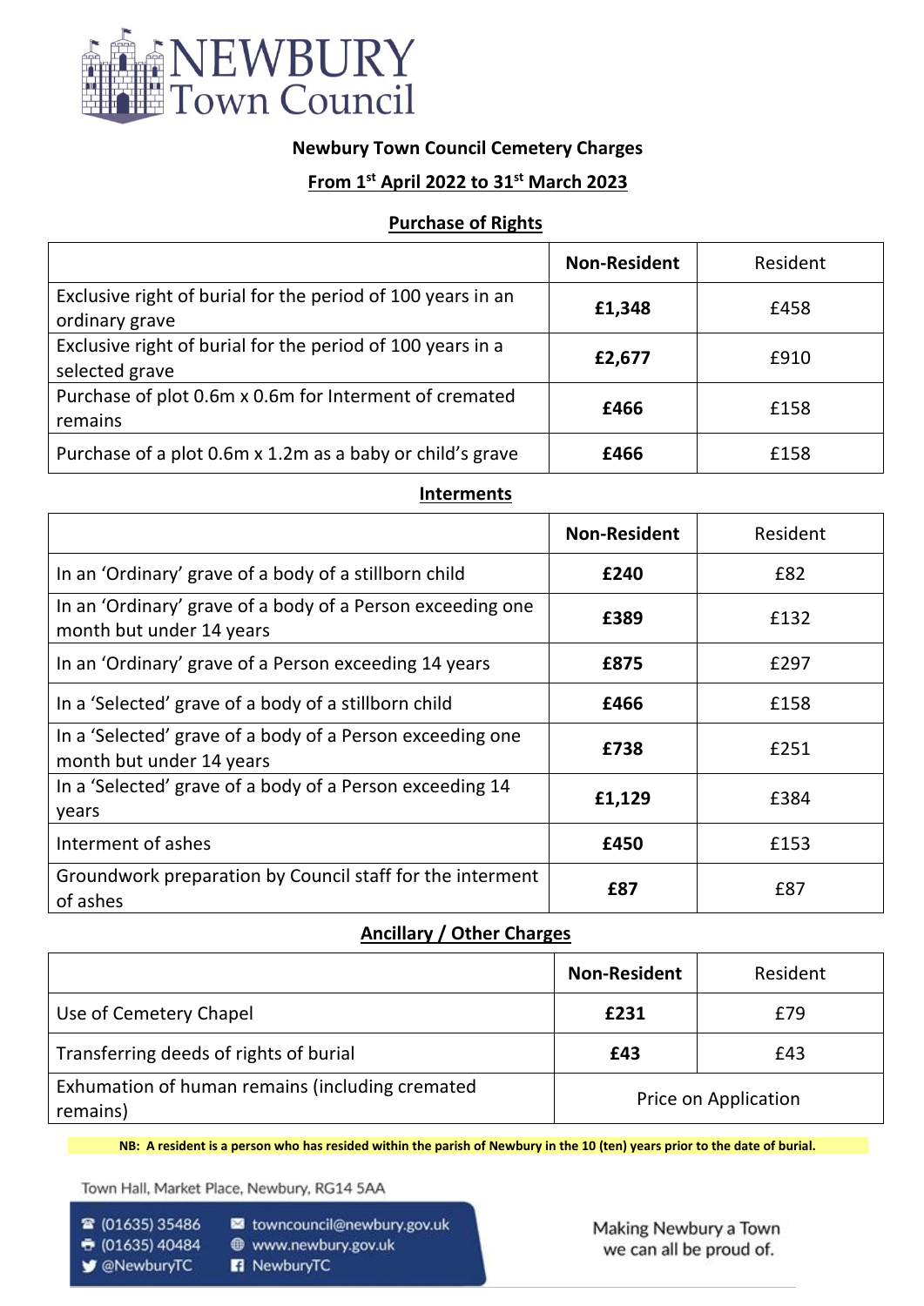# NEWBURY Town Council

## Newbury Town Council Cemetery Charges

### From 1st April 2022 to 31st March 2023

### Purchase of Rights

| | **Non-Resident** | Resident |
|---|---|---|
| Exclusive right of burial for the period of 100 years in an ordinary grave | **£1,348** | £458 |
| Exclusive right of burial for the period of 100 years in a selected grave | **£2,677** | £910 |
| Purchase of plot 0.6m x 0.6m for Interment of cremated remains | **£466** | £158 |
| Purchase of a plot 0.6m x 1.2m as a baby or child's grave | **£466** | £158 |

### Interments

| | **Non-Resident** | Resident |
|---|---|---|
| In an 'Ordinary' grave of a body of a stillborn child | **£240** | £82 |
| In an 'Ordinary' grave of a body of a Person exceeding one month but under 14 years | **£389** | £132 |
| In an 'Ordinary' grave of a Person exceeding 14 years | **£875** | £297 |
| In a 'Selected' grave of a body of a stillborn child | **£466** | £158 |
| In a 'Selected' grave of a body of a Person exceeding one month but under 14 years | **£738** | £251 |
| In a 'Selected' grave of a body of a Person exceeding 14 years | **£1,129** | £384 |
| Interment of ashes | **£450** | £153 |
| Groundwork preparation by Council staff for the interment of ashes | **£87** | £87 |

### Ancillary / Other Charges

| | **Non-Resident** | Resident |
|---|---|---|
| Use of Cemetery Chapel | **£231** | £79 |
| Transferring deeds of rights of burial | **£43** | £43 |
| Exhumation of human remains (including cremated remains) | Price on Application | |

**NB: A resident is a person who has resided within the parish of Newbury in the 10 (ten) years prior to the date of burial.**

Town Hall, Market Place, Newbury, RG14 5AA

(01635) 35486
(01635) 40484
@NewburyTC
towncouncil@newbury.gov.uk
www.newbury.gov.uk
NewburyTC

Making Newbury a Town we can all be proud of.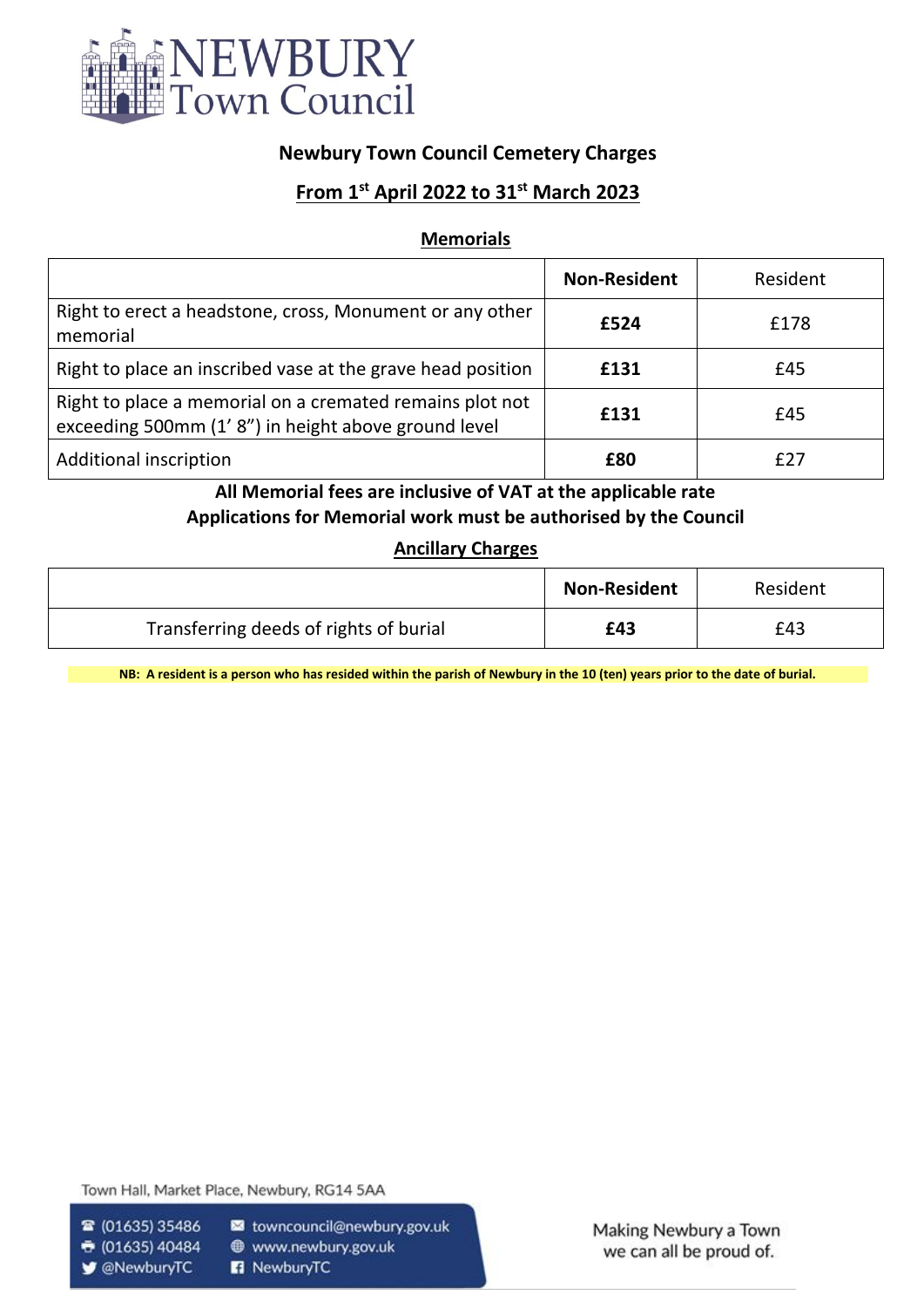# Newbury Town Council Cemetery Charges

## From 1st April 2022 to 31st March 2023

### Memorials

| | **Non-Resident** | Resident |
|---|---|---|
| Right to erect a headstone, cross, Monument or any other memorial | **£524** | £178 |
| Right to place an inscribed vase at the grave head position | **£131** | £45 |
| Right to place a memorial on a cremated remains plot not exceeding 500mm (1' 8") in height above ground level | **£131** | £45 |
| Additional inscription | **£80** | £27 |

**All Memorial fees are inclusive of VAT at the applicable rate**

**Applications for Memorial work must be authorised by the Council**

### Ancillary Charges

| | **Non-Resident** | Resident |
|---|---|---|
| Transferring deeds of rights of burial | **£43** | £43 |

**NB: A resident is a person who has resided within the parish of Newbury in the 10 (ten) years prior to the date of burial.**